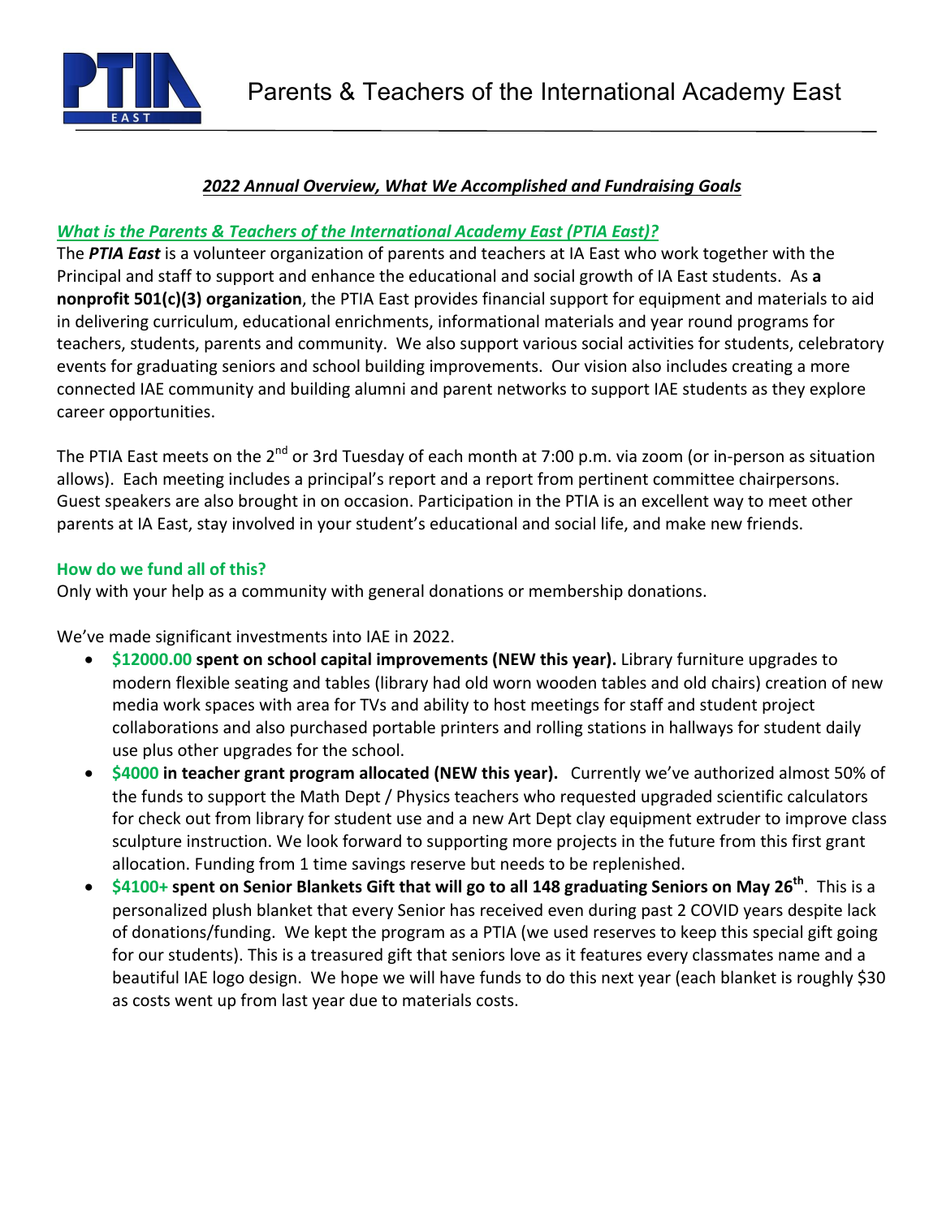# Parents & Teachers of the International Academy East

## *2022 Annual Overview, What We Accomplished and Fundraising Goals*

### *What is the Parents & Teachers of the International Academy East (PTIA East)?*

The ***PTIA East*** is a volunteer organization of parents and teachers at IA East who work together with the Principal and staff to support and enhance the educational and social growth of IA East students. As **a nonprofit 501(c)(3) organization**, the PTIA East provides financial support for equipment and materials to aid in delivering curriculum, educational enrichments, informational materials and year round programs for teachers, students, parents and community. We also support various social activities for students, celebratory events for graduating seniors and school building improvements. Our vision also includes creating a more connected IAE community and building alumni and parent networks to support IAE students as they explore career opportunities.

The PTIA East meets on the 2nd or 3rd Tuesday of each month at 7:00 p.m. via zoom (or in-person as situation allows). Each meeting includes a principal's report and a report from pertinent committee chairpersons. Guest speakers are also brought in on occasion. Participation in the PTIA is an excellent way to meet other parents at IA East, stay involved in your student's educational and social life, and make new friends.

### How do we fund all of this?

Only with your help as a community with general donations or membership donations.

We've made significant investments into IAE in 2022.

- **$12000.00 spent on school capital improvements (NEW this year).** Library furniture upgrades to modern flexible seating and tables (library had old worn wooden tables and old chairs) creation of new media work spaces with area for TVs and ability to host meetings for staff and student project collaborations and also purchased portable printers and rolling stations in hallways for student daily use plus other upgrades for the school.
- **$4000 in teacher grant program allocated (NEW this year).** Currently we've authorized almost 50% of the funds to support the Math Dept / Physics teachers who requested upgraded scientific calculators for check out from library for student use and a new Art Dept clay equipment extruder to improve class sculpture instruction. We look forward to supporting more projects in the future from this first grant allocation. Funding from 1 time savings reserve but needs to be replenished.
- **$4100+ spent on Senior Blankets Gift that will go to all 148 graduating Seniors on May 26th.** This is a personalized plush blanket that every Senior has received even during past 2 COVID years despite lack of donations/funding. We kept the program as a PTIA (we used reserves to keep this special gift going for our students). This is a treasured gift that seniors love as it features every classmates name and a beautiful IAE logo design. We hope we will have funds to do this next year (each blanket is roughly $30 as costs went up from last year due to materials costs.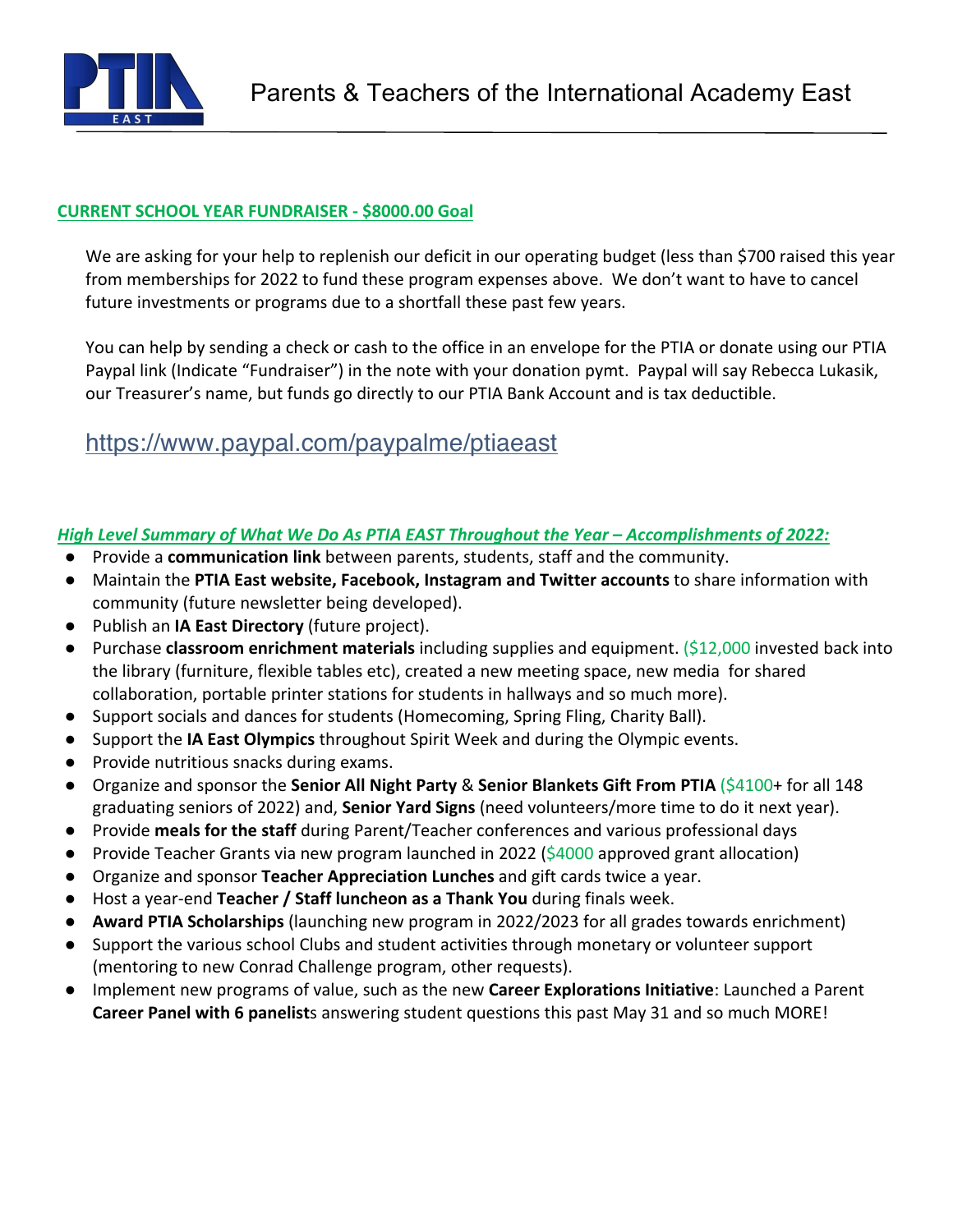# Parents & Teachers of the International Academy East

**CURRENT SCHOOL YEAR FUNDRAISER - $8000.00 Goal**

We are asking for your help to replenish our deficit in our operating budget (less than $700 raised this year from memberships for 2022 to fund these program expenses above. We don't want to have to cancel future investments or programs due to a shortfall these past few years.

You can help by sending a check or cash to the office in an envelope for the PTIA or donate using our PTIA Paypal link (Indicate "Fundraiser") in the note with your donation pymt. Paypal will say Rebecca Lukasik, our Treasurer's name, but funds go directly to our PTIA Bank Account and is tax deductible.

https://www.paypal.com/paypalme/ptiaeast

***High Level Summary of What We Do As PTIA EAST Throughout the Year – Accomplishments of 2022:***

- Provide a **communication link** between parents, students, staff and the community.
- Maintain the **PTIA East website, Facebook, Instagram and Twitter accounts** to share information with community (future newsletter being developed).
- Publish an **IA East Directory** (future project).
- Purchase **classroom enrichment materials** including supplies and equipment. ($12,000 invested back into the library (furniture, flexible tables etc), created a new meeting space, new media for shared collaboration, portable printer stations for students in hallways and so much more).
- Support socials and dances for students (Homecoming, Spring Fling, Charity Ball).
- Support the **IA East Olympics** throughout Spirit Week and during the Olympic events.
- Provide nutritious snacks during exams.
- Organize and sponsor the **Senior All Night Party** & **Senior Blankets Gift From PTIA** ($4100+ for all 148 graduating seniors of 2022) and, **Senior Yard Signs** (need volunteers/more time to do it next year).
- Provide **meals for the staff** during Parent/Teacher conferences and various professional days
- Provide Teacher Grants via new program launched in 2022 ($4000 approved grant allocation)
- Organize and sponsor **Teacher Appreciation Lunches** and gift cards twice a year.
- Host a year-end **Teacher / Staff luncheon as a Thank You** during finals week.
- **Award PTIA Scholarships** (launching new program in 2022/2023 for all grades towards enrichment)
- Support the various school Clubs and student activities through monetary or volunteer support (mentoring to new Conrad Challenge program, other requests).
- Implement new programs of value, such as the new **Career Explorations Initiative**: Launched a Parent **Career Panel with 6 panelist**s answering student questions this past May 31 and so much MORE!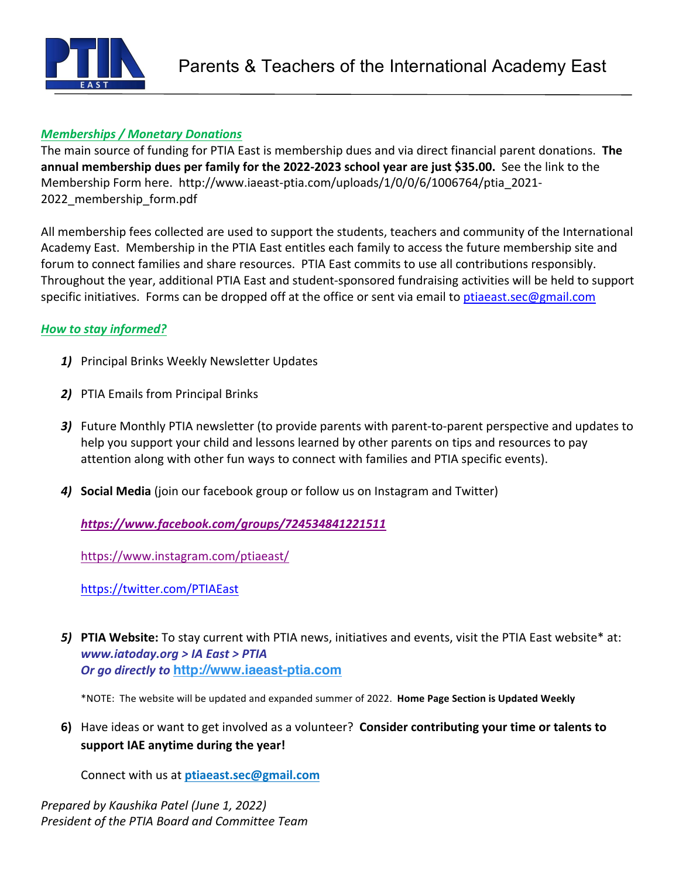Parents & Teachers of the International Academy East

## *Memberships / Monetary Donations*

The main source of funding for PTIA East is membership dues and via direct financial parent donations. **The annual membership dues per family for the 2022-2023 school year are just $35.00.** See the link to the Membership Form here. http://www.iaeast-ptia.com/uploads/1/0/0/6/1006764/ptia_2021-2022_membership_form.pdf

All membership fees collected are used to support the students, teachers and community of the International Academy East. Membership in the PTIA East entitles each family to access the future membership site and forum to connect families and share resources. PTIA East commits to use all contributions responsibly. Throughout the year, additional PTIA East and student-sponsored fundraising activities will be held to support specific initiatives. Forms can be dropped off at the office or sent via email to ptiaeast.sec@gmail.com

## *How to stay informed?*

1) Principal Brinks Weekly Newsletter Updates

2) PTIA Emails from Principal Brinks

3) Future Monthly PTIA newsletter (to provide parents with parent-to-parent perspective and updates to help you support your child and lessons learned by other parents on tips and resources to pay attention along with other fun ways to connect with families and PTIA specific events).

4) **Social Media** (join our facebook group or follow us on Instagram and Twitter)

   ***https://www.facebook.com/groups/724534841221511***

   https://www.instagram.com/ptiaeast/

   https://twitter.com/PTIAEast

5) **PTIA Website:** To stay current with PTIA news, initiatives and events, visit the PTIA East website* at:
   ***www.iatoday.org > IA East > PTIA***
   ***Or go directly to*** http://www.iaeast-ptia.com

   *NOTE: The website will be updated and expanded summer of 2022. **Home Page Section is Updated Weekly**

6) Have ideas or want to get involved as a volunteer? **Consider contributing your time or talents to support IAE anytime during the year!**

   Connect with us at **ptiaeast.sec@gmail.com**

*Prepared by Kaushika Patel (June 1, 2022)*
*President of the PTIA Board and Committee Team*